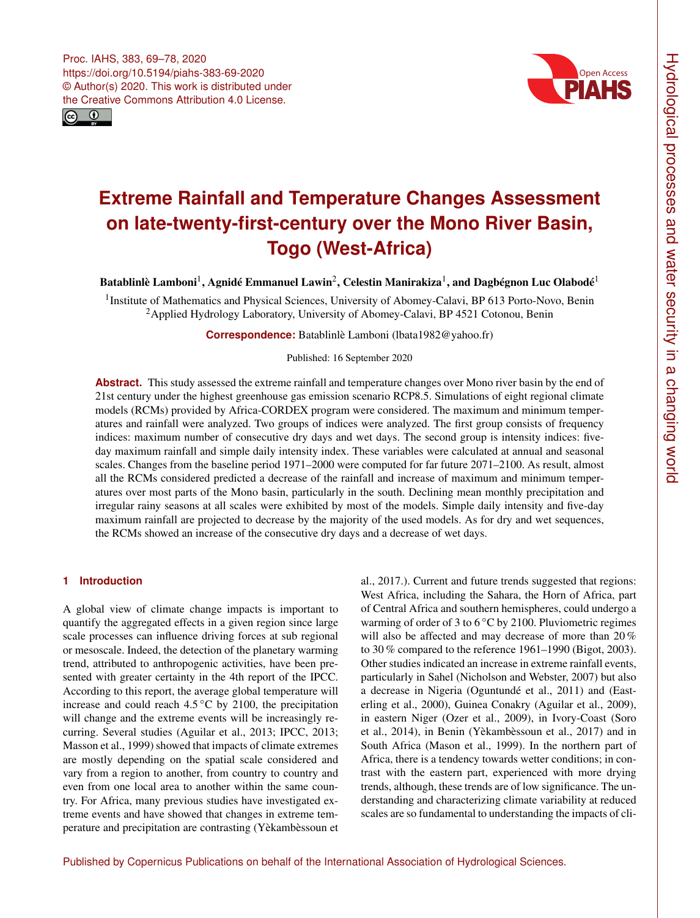# Extreme Rainfall and Temperature Changes Assessment on late-twenty-first-century over the Mono River Basin, Togo (West-Africa)

**Batablinlè Lamboni**[1], **Agnidé Emmanuel Lawin**[2], **Celestin Manirakiza**[1], **and Dagbégnon Luc Olabodé**[1]

[1]Institute of Mathematics and Physical Sciences, University of Abomey-Calavi, BP 613 Porto-Novo, Benin
[2]Applied Hydrology Laboratory, University of Abomey-Calavi, BP 4521 Cotonou, Benin

**Correspondence:** Batablinlè Lamboni (lbata1982@yahoo.fr)

Published: 16 September 2020

**Abstract.** This study assessed the extreme rainfall and temperature changes over Mono river basin by the end of 21st century under the highest greenhouse gas emission scenario RCP8.5. Simulations of eight regional climate models (RCMs) provided by Africa-CORDEX program were considered. The maximum and minimum temperatures and rainfall were analyzed. Two groups of indices were analyzed. The first group consists of frequency indices: maximum number of consecutive dry days and wet days. The second group is intensity indices: five-day maximum rainfall and simple daily intensity index. These variables were calculated at annual and seasonal scales. Changes from the baseline period 1971–2000 were computed for far future 2071–2100. As result, almost all the RCMs considered predicted a decrease of the rainfall and increase of maximum and minimum temperatures over most parts of the Mono basin, particularly in the south. Declining mean monthly precipitation and irregular rainy seasons at all scales were exhibited by most of the models. Simple daily intensity and five-day maximum rainfall are projected to decrease by the majority of the used models. As for dry and wet sequences, the RCMs showed an increase of the consecutive dry days and a decrease of wet days.

## 1 Introduction

A global view of climate change impacts is important to quantify the aggregated effects in a given region since large scale processes can influence driving forces at sub regional or mesoscale. Indeed, the detection of the planetary warming trend, attributed to anthropogenic activities, have been presented with greater certainty in the 4th report of the IPCC. According to this report, the average global temperature will increase and could reach 4.5 °C by 2100, the precipitation will change and the extreme events will be increasingly recurring. Several studies (Aguilar et al., 2013; IPCC, 2013; Masson et al., 1999) showed that impacts of climate extremes are mostly depending on the spatial scale considered and vary from a region to another, from country to country and even from one local area to another within the same country. For Africa, many previous studies have investigated extreme events and have showed that changes in extreme temperature and precipitation are contrasting (Yèkambèssoun et al., 2017.). Current and future trends suggested that regions: West Africa, including the Sahara, the Horn of Africa, part of Central Africa and southern hemispheres, could undergo a warming of order of 3 to 6 °C by 2100. Pluviometric regimes will also be affected and may decrease of more than 20 % to 30 % compared to the reference 1961–1990 (Bigot, 2003). Other studies indicated an increase in extreme rainfall events, particularly in Sahel (Nicholson and Webster, 2007) but also a decrease in Nigeria (Oguntundé et al., 2011) and (Easterling et al., 2000), Guinea Conakry (Aguilar et al., 2009), in eastern Niger (Ozer et al., 2009), in Ivory-Coast (Soro et al., 2014), in Benin (Yèkambèssoun et al., 2017) and in South Africa (Mason et al., 1999). In the northern part of Africa, there is a tendency towards wetter conditions; in contrast with the eastern part, experienced with more drying trends, although, these trends are of low significance. The understanding and characterizing climate variability at reduced scales are so fundamental to understanding the impacts of cli-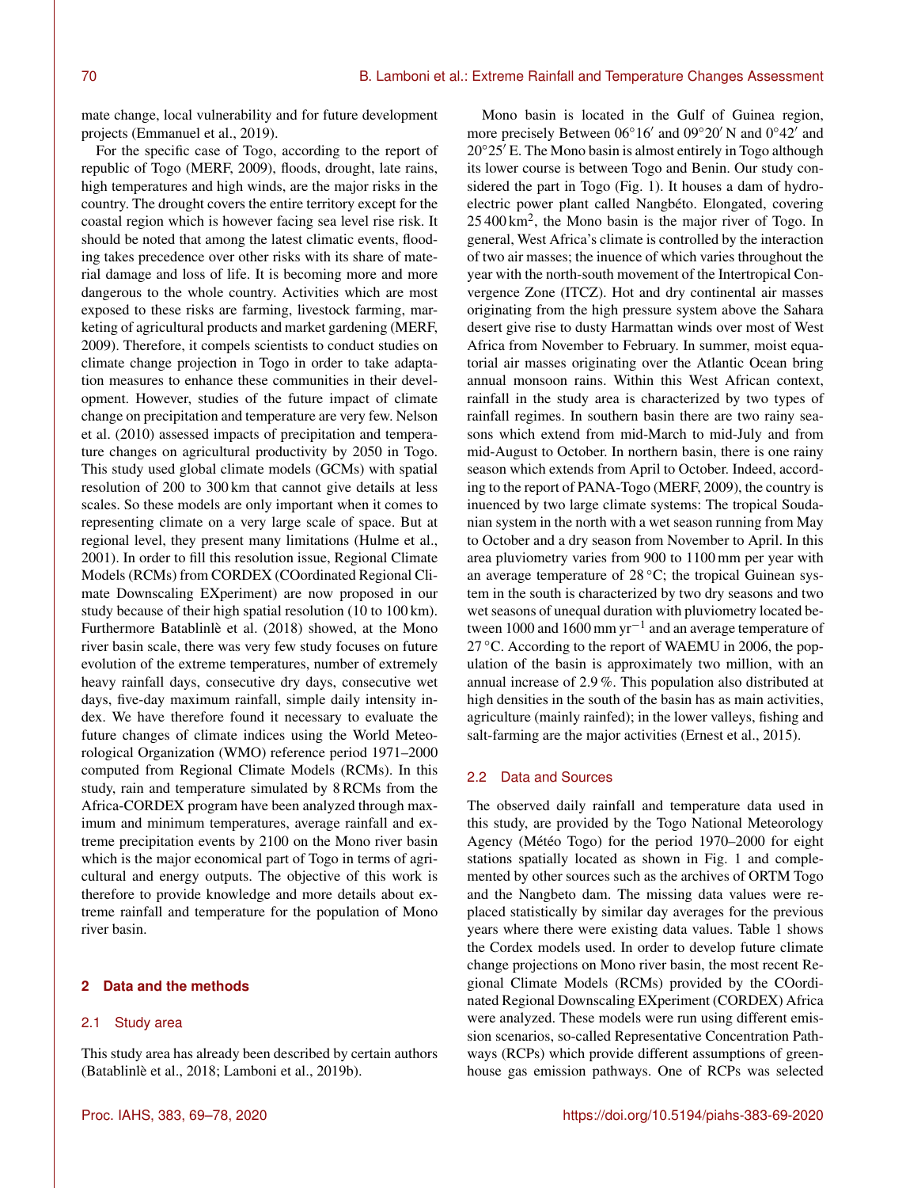mate change, local vulnerability and for future development projects (Emmanuel et al., 2019).

For the specific case of Togo, according to the report of republic of Togo (MERF, 2009), floods, drought, late rains, high temperatures and high winds, are the major risks in the country. The drought covers the entire territory except for the coastal region which is however facing sea level rise risk. It should be noted that among the latest climatic events, flooding takes precedence over other risks with its share of material damage and loss of life. It is becoming more and more dangerous to the whole country. Activities which are most exposed to these risks are farming, livestock farming, marketing of agricultural products and market gardening (MERF, 2009). Therefore, it compels scientists to conduct studies on climate change projection in Togo in order to take adaptation measures to enhance these communities in their development. However, studies of the future impact of climate change on precipitation and temperature are very few. Nelson et al. (2010) assessed impacts of precipitation and temperature changes on agricultural productivity by 2050 in Togo. This study used global climate models (GCMs) with spatial resolution of 200 to 300 km that cannot give details at less scales. So these models are only important when it comes to representing climate on a very large scale of space. But at regional level, they present many limitations (Hulme et al., 2001). In order to fill this resolution issue, Regional Climate Models (RCMs) from CORDEX (COordinated Regional Climate Downscaling EXperiment) are now proposed in our study because of their high spatial resolution (10 to 100 km). Furthermore Batablinlè et al. (2018) showed, at the Mono river basin scale, there was very few study focuses on future evolution of the extreme temperatures, number of extremely heavy rainfall days, consecutive dry days, consecutive wet days, five-day maximum rainfall, simple daily intensity index. We have therefore found it necessary to evaluate the future changes of climate indices using the World Meteorological Organization (WMO) reference period 1971–2000 computed from Regional Climate Models (RCMs). In this study, rain and temperature simulated by 8 RCMs from the Africa-CORDEX program have been analyzed through maximum and minimum temperatures, average rainfall and extreme precipitation events by 2100 on the Mono river basin which is the major economical part of Togo in terms of agricultural and energy outputs. The objective of this work is therefore to provide knowledge and more details about extreme rainfall and temperature for the population of Mono river basin.

## 2 Data and the methods

### 2.1 Study area

This study area has already been described by certain authors (Batablinlè et al., 2018; Lamboni et al., 2019b).

Mono basin is located in the Gulf of Guinea region, more precisely Between 06°16′ and 09°20′ N and 0°42′ and 20°25′ E. The Mono basin is almost entirely in Togo although its lower course is between Togo and Benin. Our study considered the part in Togo (Fig. 1). It houses a dam of hydroelectric power plant called Nangbéto. Elongated, covering 25 400 $km^2$, the Mono basin is the major river of Togo. In general, West Africa's climate is controlled by the interaction of two air masses; the inuence of which varies throughout the year with the north-south movement of the Intertropical Convergence Zone (ITCZ). Hot and dry continental air masses originating from the high pressure system above the Sahara desert give rise to dusty Harmattan winds over most of West Africa from November to February. In summer, moist equatorial air masses originating over the Atlantic Ocean bring annual monsoon rains. Within this West African context, rainfall in the study area is characterized by two types of rainfall regimes. In southern basin there are two rainy seasons which extend from mid-March to mid-July and from mid-August to October. In northern basin, there is one rainy season which extends from April to October. Indeed, according to the report of PANA-Togo (MERF, 2009), the country is inuenced by two large climate systems: The tropical Soudanian system in the north with a wet season running from May to October and a dry season from November to April. In this area pluviometry varies from 900 to 1100 mm per year with an average temperature of 28 °C; the tropical Guinean system in the south is characterized by two dry seasons and two wet seasons of unequal duration with pluviometry located between 1000 and 1600 mm $yr^{-1}$ and an average temperature of 27 °C. According to the report of WAEMU in 2006, the population of the basin is approximately two million, with an annual increase of 2.9 %. This population also distributed at high densities in the south of the basin has as main activities, agriculture (mainly rainfed); in the lower valleys, fishing and salt-farming are the major activities (Ernest et al., 2015).

### 2.2 Data and Sources

The observed daily rainfall and temperature data used in this study, are provided by the Togo National Meteorology Agency (Météo Togo) for the period 1970–2000 for eight stations spatially located as shown in Fig. 1 and complemented by other sources such as the archives of ORTM Togo and the Nangbeto dam. The missing data values were replaced statistically by similar day averages for the previous years where there were existing data values. Table 1 shows the Cordex models used. In order to develop future climate change projections on Mono river basin, the most recent Regional Climate Models (RCMs) provided by the COordinated Regional Downscaling EXperiment (CORDEX) Africa were analyzed. These models were run using different emission scenarios, so-called Representative Concentration Pathways (RCPs) which provide different assumptions of greenhouse gas emission pathways. One of RCPs was selected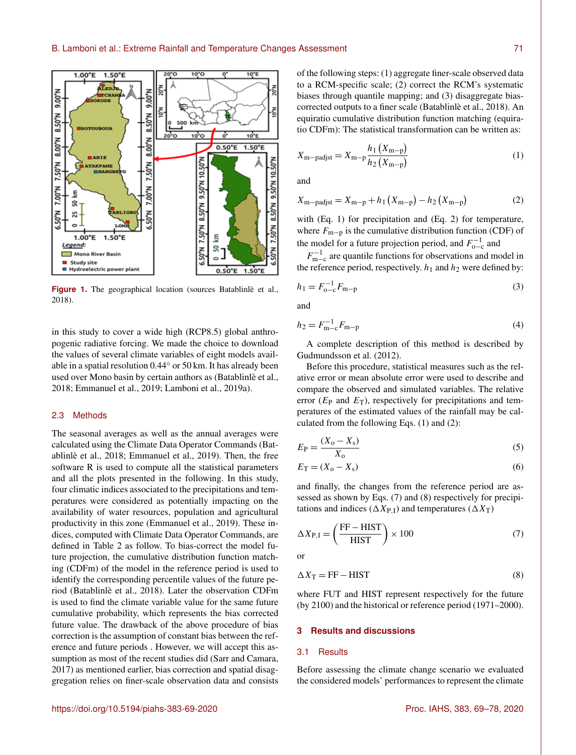Figure 1. The geographical location (sources Batablinlè et al., 2018).

in this study to cover a wide high (RCP8.5) global anthropogenic radiative forcing. We made the choice to download the values of several climate variables of eight models available in a spatial resolution 0.44° or 50 km. It has already been used over Mono basin by certain authors as (Batablinlè et al., 2018; Emmanuel et al., 2019; Lamboni et al., 2019a).

### 2.3 Methods

The seasonal averages as well as the annual averages were calculated using the Climate Data Operator Commands (Batablinlè et al., 2018; Emmanuel et al., 2019). Then, the free software R is used to compute all the statistical parameters and all the plots presented in the following. In this study, four climatic indices associated to the precipitations and temperatures were considered as potentially impacting on the availability of water resources, population and agricultural productivity in this zone (Emmanuel et al., 2019). These indices, computed with Climate Data Operator Commands, are defined in Table 2 as follow. To bias-correct the model future projection, the cumulative distribution function matching (CDFm) of the model in the reference period is used to identify the corresponding percentile values of the future period (Batablinlè et al., 2018). Later the observation CDFm is used to find the climate variable value for the same future cumulative probability, which represents the bias corrected future value. The drawback of the above procedure of bias correction is the assumption of constant bias between the reference and future periods . However, we will accept this assumption as most of the recent studies did (Sarr and Camara, 2017) as mentioned earlier, bias correction and spatial disaggregation relies on finer-scale observation data and consists of the following steps: (1) aggregate finer-scale observed data to a RCM-specific scale; (2) correct the RCM's systematic biases through quantile mapping; and (3) disaggregate bias-corrected outputs to a finer scale (Batablinlè et al., 2018). An equiratio cumulative distribution function matching (equiratio CDFm): The statistical transformation can be written as:

$$X_{\mathrm{m-padjst}} = X_{\mathrm{m-p}} \frac{h_1\left(X_{\mathrm{m-p}}\right)}{h_2\left(X_{\mathrm{m-p}}\right)} \tag{1}$$

and

$$X_{\mathrm{m-padjst}} = X_{\mathrm{m-p}} + h_1\left(X_{\mathrm{m-p}}\right) - h_2\left(X_{\mathrm{m-p}}\right) \tag{2}$$

with (Eq. 1) for precipitation and (Eq. 2) for temperature, where $F_{\mathrm{m-p}}$ is the cumulative distribution function (CDF) of the model for a future projection period, and $F_{\mathrm{o-c}}^{-1}$ and $F_{\mathrm{m-c}}^{-1}$ are quantile functions for observations and model in the reference period, respectively. $h_1$ and $h_2$ were defined by:

$$h_1 = F_{\mathrm{o-c}}^{-1} F_{\mathrm{m-p}} \tag{3}$$

and

$$h_2 = F_{\mathrm{m-c}}^{-1} F_{\mathrm{m-p}} \tag{4}$$

A complete description of this method is described by Gudmundsson et al. (2012).

Before this procedure, statistical measures such as the relative error or mean absolute error were used to describe and compare the observed and simulated variables. The relative error ($E_{\mathrm{P}}$ and $E_{\mathrm{T}}$), respectively for precipitations and temperatures of the estimated values of the rainfall may be calculated from the following Eqs. (1) and (2):

$$E_{\mathrm{P}} = \frac{(X_{\mathrm{o}} - X_{\mathrm{s}})}{X_{\mathrm{o}}} \tag{5}$$

$$E_{\mathrm{T}} = (X_{\mathrm{o}} - X_{\mathrm{s}}) \tag{6}$$

and finally, the changes from the reference period are assessed as shown by Eqs. (7) and (8) respectively for precipitations and indices ($\Delta X_{\mathrm{P,I}}$) and temperatures ($\Delta X_{\mathrm{T}}$)

$$\Delta X_{\mathrm{P,I}} = \left(\frac{\mathrm{FF} - \mathrm{HIST}}{\mathrm{HIST}}\right) \times 100 \tag{7}$$

or

$$\Delta X_{\mathrm{T}} = \mathrm{FF} - \mathrm{HIST} \tag{8}$$

where FUT and HIST represent respectively for the future (by 2100) and the historical or reference period (1971–2000).

## 3 Results and discussions

### 3.1 Results

Before assessing the climate change scenario we evaluated the considered models' performances to represent the climate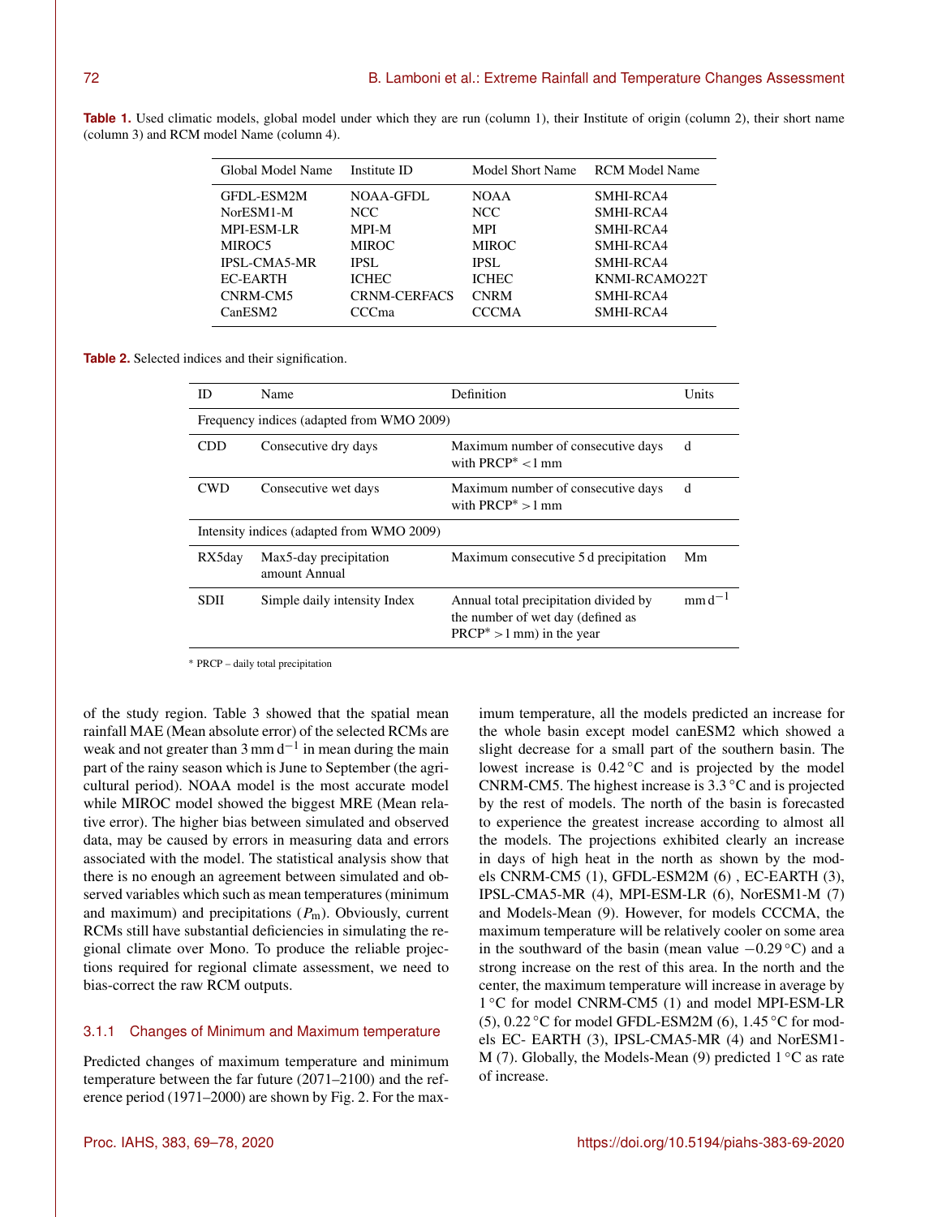**Table 1.** Used climatic models, global model under which they are run (column 1), their Institute of origin (column 2), their short name (column 3) and RCM model Name (column 4).

| Global Model Name | Institute ID | Model Short Name | RCM Model Name |
|---|---|---|---|
| GFDL-ESM2M | NOAA-GFDL | NOAA | SMHI-RCA4 |
| NorESM1-M | NCC | NCC | SMHI-RCA4 |
| MPI-ESM-LR | MPI-M | MPI | SMHI-RCA4 |
| MIROC5 | MIROC | MIROC | SMHI-RCA4 |
| IPSL-CMA5-MR | IPSL | IPSL | SMHI-RCA4 |
| EC-EARTH | ICHEC | ICHEC | KNMI-RCAMO22T |
| CNRM-CM5 | CRNM-CERFACS | CNRM | SMHI-RCA4 |
| CanESM2 | CCCma | CCCMA | SMHI-RCA4 |

**Table 2.** Selected indices and their signification.

| ID | Name | Definition | Units |
|---|---|---|---|
| Frequency indices (adapted from WMO 2009) | | | |
| CDD | Consecutive dry days | Maximum number of consecutive days with PRCP* <1 mm | d |
| CWD | Consecutive wet days | Maximum number of consecutive days with PRCP* >1 mm | d |
| Intensity indices (adapted from WMO 2009) | | | |
| RX5day | Max5-day precipitation amount Annual | Maximum consecutive 5 d precipitation | Mm |
| SDII | Simple daily intensity Index | Annual total precipitation divided by the number of wet day (defined as PRCP* >1 mm) in the year | $\mathrm{mm\,d^{-1}}$ |

* PRCP – daily total precipitation

of the study region. Table 3 showed that the spatial mean rainfall MAE (Mean absolute error) of the selected RCMs are weak and not greater than $3\,\mathrm{mm\,d^{-1}}$ in mean during the main part of the rainy season which is June to September (the agricultural period). NOAA model is the most accurate model while MIROC model showed the biggest MRE (Mean relative error). The higher bias between simulated and observed data, may be caused by errors in measuring data and errors associated with the model. The statistical analysis show that there is no enough an agreement between simulated and observed variables which such as mean temperatures (minimum and maximum) and precipitations ($P_\mathrm{m}$). Obviously, current RCMs still have substantial deficiencies in simulating the regional climate over Mono. To produce the reliable projections required for regional climate assessment, we need to bias-correct the raw RCM outputs.

### 3.1.1 Changes of Minimum and Maximum temperature

Predicted changes of maximum temperature and minimum temperature between the far future (2071–2100) and the reference period (1971–2000) are shown by Fig. 2. For the maximum temperature, all the models predicted an increase for the whole basin except model canESM2 which showed a slight decrease for a small part of the southern basin. The lowest increase is 0.42 °C and is projected by the model CNRM-CM5. The highest increase is 3.3 °C and is projected by the rest of models. The north of the basin is forecasted to experience the greatest increase according to almost all the models. The projections exhibited clearly an increase in days of high heat in the north as shown by the models CNRM-CM5 (1), GFDL-ESM2M (6) , EC-EARTH (3), IPSL-CMA5-MR (4), MPI-ESM-LR (6), NorESM1-M (7) and Models-Mean (9). However, for models CCCMA, the maximum temperature will be relatively cooler on some area in the southward of the basin (mean value −0.29 °C) and a strong increase on the rest of this area. In the north and the center, the maximum temperature will increase in average by 1 °C for model CNRM-CM5 (1) and model MPI-ESM-LR (5), 0.22 °C for model GFDL-ESM2M (6), 1.45 °C for models EC- EARTH (3), IPSL-CMA5-MR (4) and NorESM1-M (7). Globally, the Models-Mean (9) predicted 1 °C as rate of increase.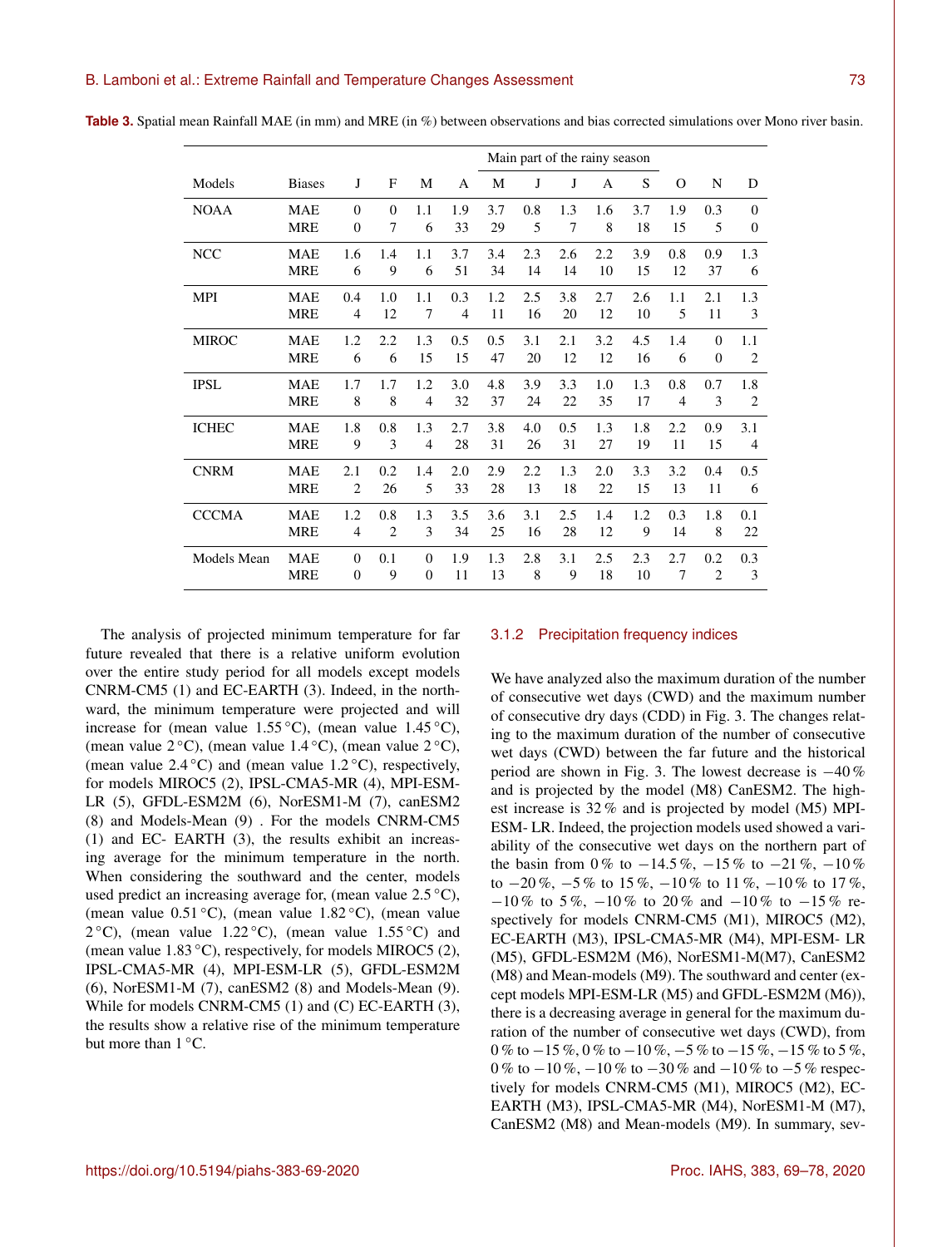**Table 3.** Spatial mean Rainfall MAE (in mm) and MRE (in %) between observations and bias corrected simulations over Mono river basin.

| Models | Biases | J | F | M | A | M | J | J | A | S | O | N | D |
|---|---|---|---|---|---|---|---|---|---|---|---|---|---|
| | | | | | | Main part of the rainy season | | | | | | | |
| NOAA | MAE | 0 | 0 | 1.1 | 1.9 | 3.7 | 0.8 | 1.3 | 1.6 | 3.7 | 1.9 | 0.3 | 0 |
| | MRE | 0 | 7 | 6 | 33 | 29 | 5 | 7 | 8 | 18 | 15 | 5 | 0 |
| NCC | MAE | 1.6 | 1.4 | 1.1 | 3.7 | 3.4 | 2.3 | 2.6 | 2.2 | 3.9 | 0.8 | 0.9 | 1.3 |
| | MRE | 6 | 9 | 6 | 51 | 34 | 14 | 14 | 10 | 15 | 12 | 37 | 6 |
| MPI | MAE | 0.4 | 1.0 | 1.1 | 0.3 | 1.2 | 2.5 | 3.8 | 2.7 | 2.6 | 1.1 | 2.1 | 1.3 |
| | MRE | 4 | 12 | 7 | 4 | 11 | 16 | 20 | 12 | 10 | 5 | 11 | 3 |
| MIROC | MAE | 1.2 | 2.2 | 1.3 | 0.5 | 0.5 | 3.1 | 2.1 | 3.2 | 4.5 | 1.4 | 0 | 1.1 |
| | MRE | 6 | 6 | 15 | 15 | 47 | 20 | 12 | 12 | 16 | 6 | 0 | 2 |
| IPSL | MAE | 1.7 | 1.7 | 1.2 | 3.0 | 4.8 | 3.9 | 3.3 | 1.0 | 1.3 | 0.8 | 0.7 | 1.8 |
| | MRE | 8 | 8 | 4 | 32 | 37 | 24 | 22 | 35 | 17 | 4 | 3 | 2 |
| ICHEC | MAE | 1.8 | 0.8 | 1.3 | 2.7 | 3.8 | 4.0 | 0.5 | 1.3 | 1.8 | 2.2 | 0.9 | 3.1 |
| | MRE | 9 | 3 | 4 | 28 | 31 | 26 | 31 | 27 | 19 | 11 | 15 | 4 |
| CNRM | MAE | 2.1 | 0.2 | 1.4 | 2.0 | 2.9 | 2.2 | 1.3 | 2.0 | 3.3 | 3.2 | 0.4 | 0.5 |
| | MRE | 2 | 26 | 5 | 33 | 28 | 13 | 18 | 22 | 15 | 13 | 11 | 6 |
| CCCMA | MAE | 1.2 | 0.8 | 1.3 | 3.5 | 3.6 | 3.1 | 2.5 | 1.4 | 1.2 | 0.3 | 1.8 | 0.1 |
| | MRE | 4 | 2 | 3 | 34 | 25 | 16 | 28 | 12 | 9 | 14 | 8 | 22 |
| Models Mean | MAE | 0 | 0.1 | 0 | 1.9 | 1.3 | 2.8 | 3.1 | 2.5 | 2.3 | 2.7 | 0.2 | 0.3 |
| | MRE | 0 | 9 | 0 | 11 | 13 | 8 | 9 | 18 | 10 | 7 | 2 | 3 |

The analysis of projected minimum temperature for far future revealed that there is a relative uniform evolution over the entire study period for all models except models CNRM-CM5 (1) and EC-EARTH (3). Indeed, in the northward, the minimum temperature were projected and will increase for (mean value 1.55 °C), (mean value 1.45 °C), (mean value 2 °C), (mean value 1.4 °C), (mean value 2 °C), (mean value 2.4 °C) and (mean value 1.2 °C), respectively, for models MIROC5 (2), IPSL-CMA5-MR (4), MPI-ESM-LR (5), GFDL-ESM2M (6), NorESM1-M (7), canESM2 (8) and Models-Mean (9) . For the models CNRM-CM5 (1) and EC- EARTH (3), the results exhibit an increasing average for the minimum temperature in the north. When considering the southward and the center, models used predict an increasing average for, (mean value 2.5 °C), (mean value 0.51 °C), (mean value 1.82 °C), (mean value 2 °C), (mean value 1.22 °C), (mean value 1.55 °C) and (mean value 1.83 °C), respectively, for models MIROC5 (2), IPSL-CMA5-MR (4), MPI-ESM-LR (5), GFDL-ESM2M (6), NorESM1-M (7), canESM2 (8) and Models-Mean (9). While for models CNRM-CM5 (1) and (C) EC-EARTH (3), the results show a relative rise of the minimum temperature but more than 1 °C.

### 3.1.2 Precipitation frequency indices

We have analyzed also the maximum duration of the number of consecutive wet days (CWD) and the maximum number of consecutive dry days (CDD) in Fig. 3. The changes relating to the maximum duration of the number of consecutive wet days (CWD) between the far future and the historical period are shown in Fig. 3. The lowest decrease is −40 % and is projected by the model (M8) CanESM2. The highest increase is 32 % and is projected by model (M5) MPI-ESM- LR. Indeed, the projection models used showed a variability of the consecutive wet days on the northern part of the basin from 0 % to −14.5 %, −15 % to −21 %, −10 % to −20 %, −5 % to 15 %, −10 % to 11 %, −10 % to 17 %, −10 % to 5 %, −10 % to 20 % and −10 % to −15 % respectively for models CNRM-CM5 (M1), MIROC5 (M2), EC-EARTH (M3), IPSL-CMA5-MR (M4), MPI-ESM- LR (M5), GFDL-ESM2M (M6), NorESM1-M(M7), CanESM2 (M8) and Mean-models (M9). The southward and center (except models MPI-ESM-LR (M5) and GFDL-ESM2M (M6)), there is a decreasing average in general for the maximum duration of the number of consecutive wet days (CWD), from 0 % to −15 %, 0 % to −10 %, −5 % to −15 %, −15 % to 5 %, 0 % to −10 %, −10 % to −30 % and −10 % to −5 % respectively for models CNRM-CM5 (M1), MIROC5 (M2), EC-EARTH (M3), IPSL-CMA5-MR (M4), NorESM1-M (M7), CanESM2 (M8) and Mean-models (M9). In summary, sev-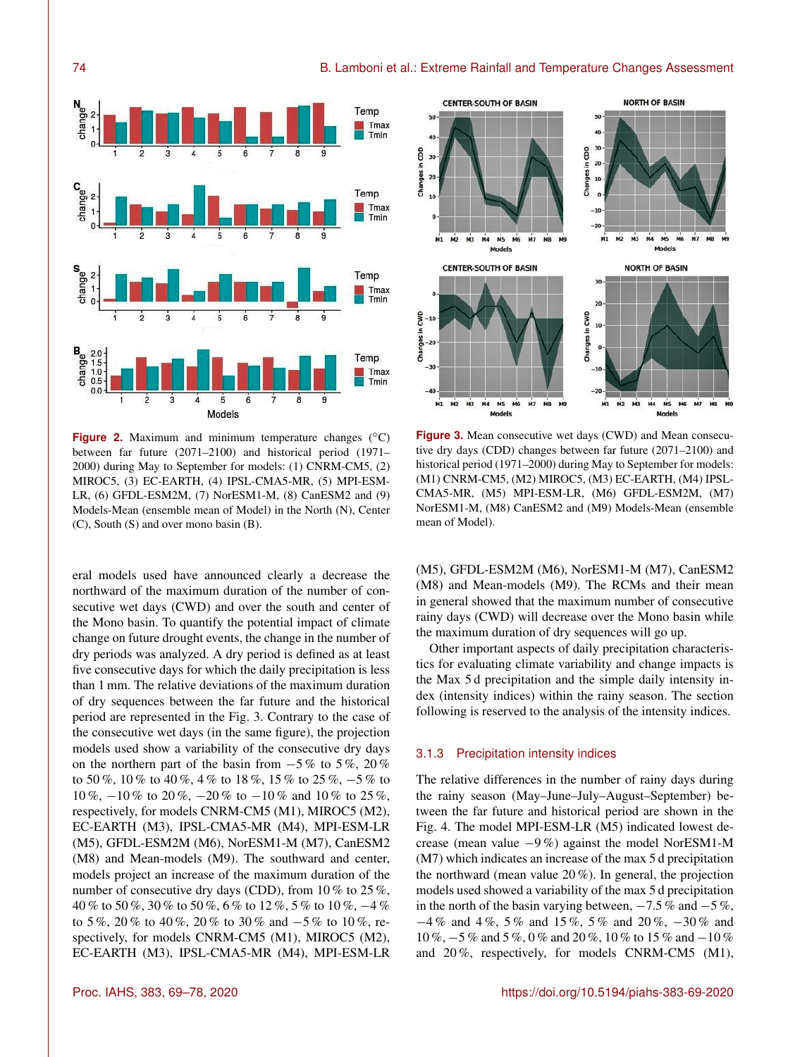**Figure 2.** Maximum and minimum temperature changes (°C) between far future (2071–2100) and historical period (1971–2000) during May to September for models: (1) CNRM-CM5, (2) MIROC5, (3) EC-EARTH, (4) IPSL-CMA5-MR, (5) MPI-ESM-LR, (6) GFDL-ESM2M, (7) NorESM1-M, (8) CanESM2 and (9) Models-Mean (ensemble mean of Model) in the North (N), Center (C), South (S) and over mono basin (B).

**Figure 3.** Mean consecutive wet days (CWD) and Mean consecutive dry days (CDD) changes between far future (2071–2100) and historical period (1971–2000) during May to September for models: (M1) CNRM-CM5, (M2) MIROC5, (M3) EC-EARTH, (M4) IPSL-CMA5-MR, (M5) MPI-ESM-LR, (M6) GFDL-ESM2M, (M7) NorESM1-M, (M8) CanESM2 and (M9) Models-Mean (ensemble mean of Model).

eral models used have announced clearly a decrease the northward of the maximum duration of the number of consecutive wet days (CWD) and over the south and center of the Mono basin. To quantify the potential impact of climate change on future drought events, the change in the number of dry periods was analyzed. A dry period is defined as at least five consecutive days for which the daily precipitation is less than 1 mm. The relative deviations of the maximum duration of dry sequences between the far future and the historical period are represented in the Fig. 3. Contrary to the case of the consecutive wet days (in the same figure), the projection models used show a variability of the consecutive dry days on the northern part of the basin from −5 % to 5 %, 20 % to 50 %, 10 % to 40 %, 4 % to 18 %, 15 % to 25 %, −5 % to 10 %, −10 % to 20 %, −20 % to −10 % and 10 % to 25 %, respectively, for models CNRM-CM5 (M1), MIROC5 (M2), EC-EARTH (M3), IPSL-CMA5-MR (M4), MPI-ESM-LR (M5), GFDL-ESM2M (M6), NorESM1-M (M7), CanESM2 (M8) and Mean-models (M9). The southward and center, models project an increase of the maximum duration of the number of consecutive dry days (CDD), from 10 % to 25 %, 40 % to 50 %, 30 % to 50 %, 6 % to 12 %, 5 % to 10 %, −4 % to 5 %, 20 % to 40 %, 20 % to 30 % and −5 % to 10 %, respectively, for models CNRM-CM5 (M1), MIROC5 (M2), EC-EARTH (M3), IPSL-CMA5-MR (M4), MPI-ESM-LR (M5), GFDL-ESM2M (M6), NorESM1-M (M7), CanESM2 (M8) and Mean-models (M9). The RCMs and their mean in general showed that the maximum number of consecutive rainy days (CWD) will decrease over the Mono basin while the maximum duration of dry sequences will go up.

Other important aspects of daily precipitation characteristics for evaluating climate variability and change impacts is the Max 5 d precipitation and the simple daily intensity index (intensity indices) within the rainy season. The section following is reserved to the analysis of the intensity indices.

### 3.1.3 Precipitation intensity indices

The relative differences in the number of rainy days during the rainy season (May–June–July–August–September) between the far future and historical period are shown in the Fig. 4. The model MPI-ESM-LR (M5) indicated lowest decrease (mean value −9 %) against the model NorESM1-M (M7) which indicates an increase of the max 5 d precipitation the northward (mean value 20 %). In general, the projection models used showed a variability of the max 5 d precipitation in the north of the basin varying between, −7.5 % and −5 %, −4 % and 4 %, 5 % and 15 %, 5 % and 20 %, −30 % and 10 %, −5 % and 5 %, 0 % and 20 %, 10 % to 15 % and −10 % and 20 %, respectively, for models CNRM-CM5 (M1),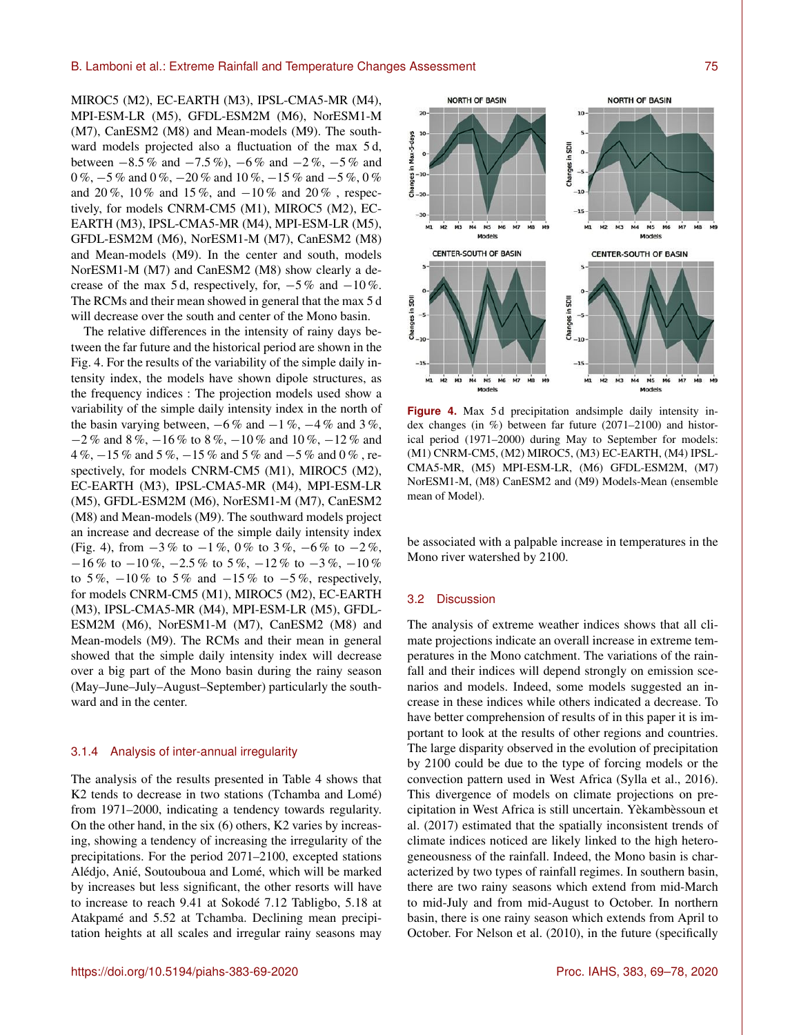MIROC5 (M2), EC-EARTH (M3), IPSL-CMA5-MR (M4), MPI-ESM-LR (M5), GFDL-ESM2M (M6), NorESM1-M (M7), CanESM2 (M8) and Mean-models (M9). The southward models projected also a fluctuation of the max 5 d, between −8.5 % and −7.5 %), −6 % and −2 %, −5 % and 0 %, −5 % and 0 %, −20 % and 10 %, −15 % and −5 %, 0 % and 20 %, 10 % and 15 %, and −10 % and 20 % , respectively, for models CNRM-CM5 (M1), MIROC5 (M2), EC-EARTH (M3), IPSL-CMA5-MR (M4), MPI-ESM-LR (M5), GFDL-ESM2M (M6), NorESM1-M (M7), CanESM2 (M8) and Mean-models (M9). In the center and south, models NorESM1-M (M7) and CanESM2 (M8) show clearly a decrease of the max 5 d, respectively, for, −5 % and −10 %. The RCMs and their mean showed in general that the max 5 d will decrease over the south and center of the Mono basin.

The relative differences in the intensity of rainy days between the far future and the historical period are shown in the Fig. 4. For the results of the variability of the simple daily intensity index, the models have shown dipole structures, as the frequency indices : The projection models used show a variability of the simple daily intensity index in the north of the basin varying between, −6 % and −1 %, −4 % and 3 %, −2 % and 8 %, −16 % to 8 %, −10 % and 10 %, −12 % and 4 %, −15 % and 5 %, −15 % and 5 % and −5 % and 0 % , respectively, for models CNRM-CM5 (M1), MIROC5 (M2), EC-EARTH (M3), IPSL-CMA5-MR (M4), MPI-ESM-LR (M5), GFDL-ESM2M (M6), NorESM1-M (M7), CanESM2 (M8) and Mean-models (M9). The southward models project an increase and decrease of the simple daily intensity index (Fig. 4), from −3 % to −1 %, 0 % to 3 %, −6 % to −2 %, −16 % to −10 %, −2.5 % to 5 %, −12 % to −3 %, −10 % to 5 %, −10 % to 5 % and −15 % to −5 %, respectively, for models CNRM-CM5 (M1), MIROC5 (M2), EC-EARTH (M3), IPSL-CMA5-MR (M4), MPI-ESM-LR (M5), GFDL-ESM2M (M6), NorESM1-M (M7), CanESM2 (M8) and Mean-models (M9). The RCMs and their mean in general showed that the simple daily intensity index will decrease over a big part of the Mono basin during the rainy season (May–June–July–August–September) particularly the southward and in the center.

#### 3.1.4 Analysis of inter-annual irregularity

The analysis of the results presented in Table 4 shows that K2 tends to decrease in two stations (Tchamba and Lomé) from 1971–2000, indicating a tendency towards regularity. On the other hand, in the six (6) others, K2 varies by increasing, showing a tendency of increasing the irregularity of the precipitations. For the period 2071–2100, excepted stations Alédjo, Anié, Soutouboua and Lomé, which will be marked by increases but less significant, the other resorts will have to increase to reach 9.41 at Sokodé 7.12 Tabligbo, 5.18 at Atakpamé and 5.52 at Tchamba. Declining mean precipitation heights at all scales and irregular rainy seasons may be associated with a palpable increase in temperatures in the Mono river watershed by 2100.

**Figure 4.** Max 5 d precipitation andsimple daily intensity index changes (in %) between far future (2071–2100) and historical period (1971–2000) during May to September for models: (M1) CNRM-CM5, (M2) MIROC5, (M3) EC-EARTH, (M4) IPSL-CMA5-MR, (M5) MPI-ESM-LR, (M6) GFDL-ESM2M, (M7) NorESM1-M, (M8) CanESM2 and (M9) Models-Mean (ensemble mean of Model).

### 3.2 Discussion

The analysis of extreme weather indices shows that all climate projections indicate an overall increase in extreme temperatures in the Mono catchment. The variations of the rainfall and their indices will depend strongly on emission scenarios and models. Indeed, some models suggested an increase in these indices while others indicated a decrease. To have better comprehension of results of in this paper it is important to look at the results of other regions and countries. The large disparity observed in the evolution of precipitation by 2100 could be due to the type of forcing models or the convection pattern used in West Africa (Sylla et al., 2016). This divergence of models on climate projections on precipitation in West Africa is still uncertain. Yèkambèssoun et al. (2017) estimated that the spatially inconsistent trends of climate indices noticed are likely linked to the high heterogeneousness of the rainfall. Indeed, the Mono basin is characterized by two types of rainfall regimes. In southern basin, there are two rainy seasons which extend from mid-March to mid-July and from mid-August to October. In northern basin, there is one rainy season which extends from April to October. For Nelson et al. (2010), in the future (specifically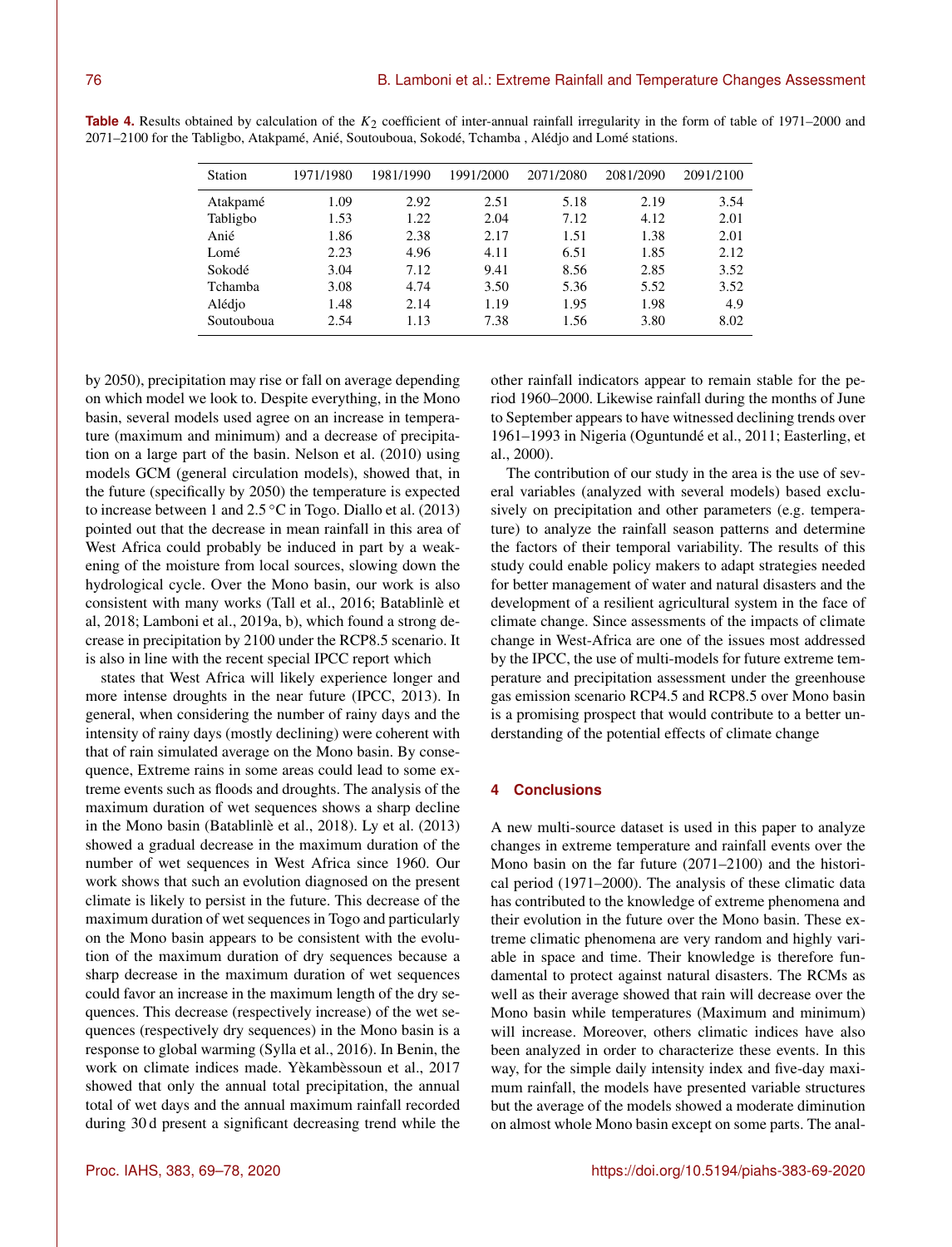**Table 4.** Results obtained by calculation of the $K_2$ coefficient of inter-annual rainfall irregularity in the form of table of 1971–2000 and 2071–2100 for the Tabligbo, Atakpamé, Anié, Soutouboua, Sokodé, Tchamba , Alédjo and Lomé stations.

| Station | 1971/1980 | 1981/1990 | 1991/2000 | 2071/2080 | 2081/2090 | 2091/2100 |
|---|---|---|---|---|---|---|
| Atakpamé | 1.09 | 2.92 | 2.51 | 5.18 | 2.19 | 3.54 |
| Tabligbo | 1.53 | 1.22 | 2.04 | 7.12 | 4.12 | 2.01 |
| Anié | 1.86 | 2.38 | 2.17 | 1.51 | 1.38 | 2.01 |
| Lomé | 2.23 | 4.96 | 4.11 | 6.51 | 1.85 | 2.12 |
| Sokodé | 3.04 | 7.12 | 9.41 | 8.56 | 2.85 | 3.52 |
| Tchamba | 3.08 | 4.74 | 3.50 | 5.36 | 5.52 | 3.52 |
| Alédjo | 1.48 | 2.14 | 1.19 | 1.95 | 1.98 | 4.9 |
| Soutouboua | 2.54 | 1.13 | 7.38 | 1.56 | 3.80 | 8.02 |

by 2050), precipitation may rise or fall on average depending on which model we look to. Despite everything, in the Mono basin, several models used agree on an increase in temperature (maximum and minimum) and a decrease of precipitation on a large part of the basin. Nelson et al. (2010) using models GCM (general circulation models), showed that, in the future (specifically by 2050) the temperature is expected to increase between 1 and 2.5 °C in Togo. Diallo et al. (2013) pointed out that the decrease in mean rainfall in this area of West Africa could probably be induced in part by a weakening of the moisture from local sources, slowing down the hydrological cycle. Over the Mono basin, our work is also consistent with many works (Tall et al., 2016; Batablinlè et al, 2018; Lamboni et al., 2019a, b), which found a strong decrease in precipitation by 2100 under the RCP8.5 scenario. It is also in line with the recent special IPCC report which

states that West Africa will likely experience longer and more intense droughts in the near future (IPCC, 2013). In general, when considering the number of rainy days and the intensity of rainy days (mostly declining) were coherent with that of rain simulated average on the Mono basin. By consequence, Extreme rains in some areas could lead to some extreme events such as floods and droughts. The analysis of the maximum duration of wet sequences shows a sharp decline in the Mono basin (Batablinlè et al., 2018). Ly et al. (2013) showed a gradual decrease in the maximum duration of the number of wet sequences in West Africa since 1960. Our work shows that such an evolution diagnosed on the present climate is likely to persist in the future. This decrease of the maximum duration of wet sequences in Togo and particularly on the Mono basin appears to be consistent with the evolution of the maximum duration of dry sequences because a sharp decrease in the maximum duration of wet sequences could favor an increase in the maximum length of the dry sequences. This decrease (respectively increase) of the wet sequences (respectively dry sequences) in the Mono basin is a response to global warming (Sylla et al., 2016). In Benin, the work on climate indices made. Yèkambèssoun et al., 2017 showed that only the annual total precipitation, the annual total of wet days and the annual maximum rainfall recorded during 30 d present a significant decreasing trend while the other rainfall indicators appear to remain stable for the period 1960–2000. Likewise rainfall during the months of June to September appears to have witnessed declining trends over 1961–1993 in Nigeria (Oguntundé et al., 2011; Easterling, et al., 2000).

The contribution of our study in the area is the use of several variables (analyzed with several models) based exclusively on precipitation and other parameters (e.g. temperature) to analyze the rainfall season patterns and determine the factors of their temporal variability. The results of this study could enable policy makers to adapt strategies needed for better management of water and natural disasters and the development of a resilient agricultural system in the face of climate change. Since assessments of the impacts of climate change in West-Africa are one of the issues most addressed by the IPCC, the use of multi-models for future extreme temperature and precipitation assessment under the greenhouse gas emission scenario RCP4.5 and RCP8.5 over Mono basin is a promising prospect that would contribute to a better understanding of the potential effects of climate change

## 4 Conclusions

A new multi-source dataset is used in this paper to analyze changes in extreme temperature and rainfall events over the Mono basin on the far future (2071–2100) and the historical period (1971–2000). The analysis of these climatic data has contributed to the knowledge of extreme phenomena and their evolution in the future over the Mono basin. These extreme climatic phenomena are very random and highly variable in space and time. Their knowledge is therefore fundamental to protect against natural disasters. The RCMs as well as their average showed that rain will decrease over the Mono basin while temperatures (Maximum and minimum) will increase. Moreover, others climatic indices have also been analyzed in order to characterize these events. In this way, for the simple daily intensity index and five-day maximum rainfall, the models have presented variable structures but the average of the models showed a moderate diminution on almost whole Mono basin except on some parts. The anal-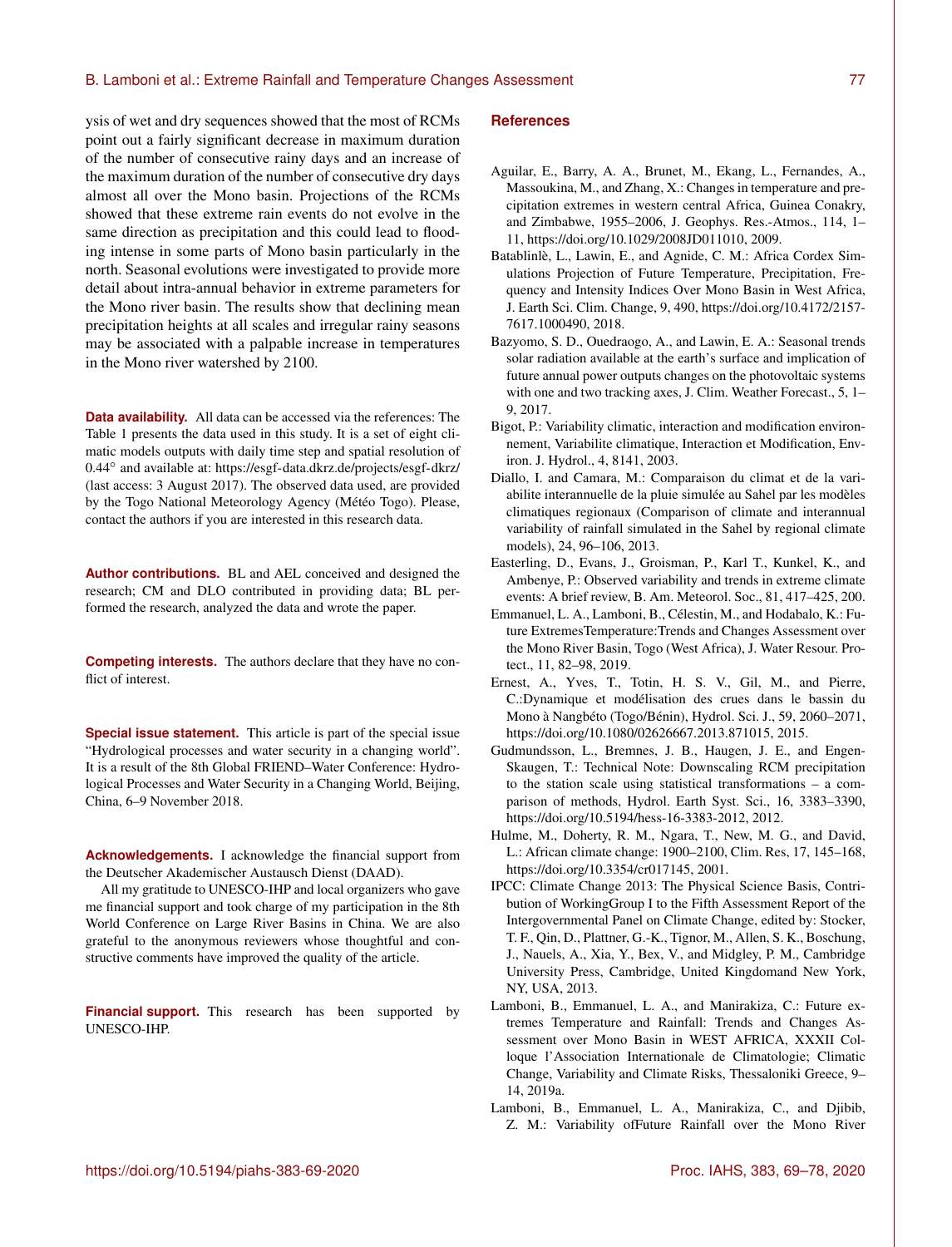ysis of wet and dry sequences showed that the most of RCMs point out a fairly significant decrease in maximum duration of the number of consecutive rainy days and an increase of the maximum duration of the number of consecutive dry days almost all over the Mono basin. Projections of the RCMs showed that these extreme rain events do not evolve in the same direction as precipitation and this could lead to flooding intense in some parts of Mono basin particularly in the north. Seasonal evolutions were investigated to provide more detail about intra-annual behavior in extreme parameters for the Mono river basin. The results show that declining mean precipitation heights at all scales and irregular rainy seasons may be associated with a palpable increase in temperatures in the Mono river watershed by 2100.

**Data availability.** All data can be accessed via the references: The Table 1 presents the data used in this study. It is a set of eight climatic models outputs with daily time step and spatial resolution of 0.44° and available at: https://esgf-data.dkrz.de/projects/esgf-dkrz/ (last access: 3 August 2017). The observed data used, are provided by the Togo National Meteorology Agency (Météo Togo). Please, contact the authors if you are interested in this research data.

**Author contributions.** BL and AEL conceived and designed the research; CM and DLO contributed in providing data; BL performed the research, analyzed the data and wrote the paper.

**Competing interests.** The authors declare that they have no conflict of interest.

**Special issue statement.** This article is part of the special issue "Hydrological processes and water security in a changing world". It is a result of the 8th Global FRIEND–Water Conference: Hydrological Processes and Water Security in a Changing World, Beijing, China, 6–9 November 2018.

**Acknowledgements.** I acknowledge the financial support from the Deutscher Akademischer Austausch Dienst (DAAD).

All my gratitude to UNESCO-IHP and local organizers who gave me financial support and took charge of my participation in the 8th World Conference on Large River Basins in China. We are also grateful to the anonymous reviewers whose thoughtful and constructive comments have improved the quality of the article.

**Financial support.** This research has been supported by UNESCO-IHP.

## References

Aguilar, E., Barry, A. A., Brunet, M., Ekang, L., Fernandes, A., Massoukina, M., and Zhang, X.: Changes in temperature and precipitation extremes in western central Africa, Guinea Conakry, and Zimbabwe, 1955–2006, J. Geophys. Res.-Atmos., 114, 1–11, https://doi.org/10.1029/2008JD011010, 2009.

Batablinlè, L., Lawin, E., and Agnide, C. M.: Africa Cordex Simulations Projection of Future Temperature, Precipitation, Frequency and Intensity Indices Over Mono Basin in West Africa, J. Earth Sci. Clim. Change, 9, 490, https://doi.org/10.4172/2157-7617.1000490, 2018.

Bazyomo, S. D., Ouedraogo, A., and Lawin, E. A.: Seasonal trends solar radiation available at the earth's surface and implication of future annual power outputs changes on the photovoltaic systems with one and two tracking axes, J. Clim. Weather Forecast., 5, 1–9, 2017.

Bigot, P.: Variability climatic, interaction and modification environnement, Variabilite climatique, Interaction et Modification, Environ. J. Hydrol., 4, 8141, 2003.

Diallo, I. and Camara, M.: Comparaison du climat et de la variabilite interannuelle de la pluie simulée au Sahel par les modèles climatiques regionaux (Comparison of climate and interannual variability of rainfall simulated in the Sahel by regional climate models), 24, 96–106, 2013.

Easterling, D., Evans, J., Groisman, P., Karl T., Kunkel, K., and Ambenye, P.: Observed variability and trends in extreme climate events: A brief review, B. Am. Meteorol. Soc., 81, 417–425, 200.

Emmanuel, L. A., Lamboni, B., Célestin, M., and Hodabalo, K.: Future ExtremesTemperature:Trends and Changes Assessment over the Mono River Basin, Togo (West Africa), J. Water Resour. Protect., 11, 82–98, 2019.

Ernest, A., Yves, T., Totin, H. S. V., Gil, M., and Pierre, C.:Dynamique et modélisation des crues dans le bassin du Mono à Nangbéto (Togo/Bénin), Hydrol. Sci. J., 59, 2060–2071, https://doi.org/10.1080/02626667.2013.871015, 2015.

Gudmundsson, L., Bremnes, J. B., Haugen, J. E., and Engen-Skaugen, T.: Technical Note: Downscaling RCM precipitation to the station scale using statistical transformations – a comparison of methods, Hydrol. Earth Syst. Sci., 16, 3383–3390, https://doi.org/10.5194/hess-16-3383-2012, 2012.

Hulme, M., Doherty, R. M., Ngara, T., New, M. G., and David, L.: African climate change: 1900–2100, Clim. Res, 17, 145–168, https://doi.org/10.3354/cr017145, 2001.

IPCC: Climate Change 2013: The Physical Science Basis, Contribution of WorkingGroup I to the Fifth Assessment Report of the Intergovernmental Panel on Climate Change, edited by: Stocker, T. F., Qin, D., Plattner, G.-K., Tignor, M., Allen, S. K., Boschung, J., Nauels, A., Xia, Y., Bex, V., and Midgley, P. M., Cambridge University Press, Cambridge, United Kingdomand New York, NY, USA, 2013.

Lamboni, B., Emmanuel, L. A., and Manirakiza, C.: Future extremes Temperature and Rainfall: Trends and Changes Assessment over Mono Basin in WEST AFRICA, XXXII Colloque l'Association Internationale de Climatologie; Climatic Change, Variability and Climate Risks, Thessaloniki Greece, 9–14, 2019a.

Lamboni, B., Emmanuel, L. A., Manirakiza, C., and Djibib, Z. M.: Variability ofFuture Rainfall over the Mono River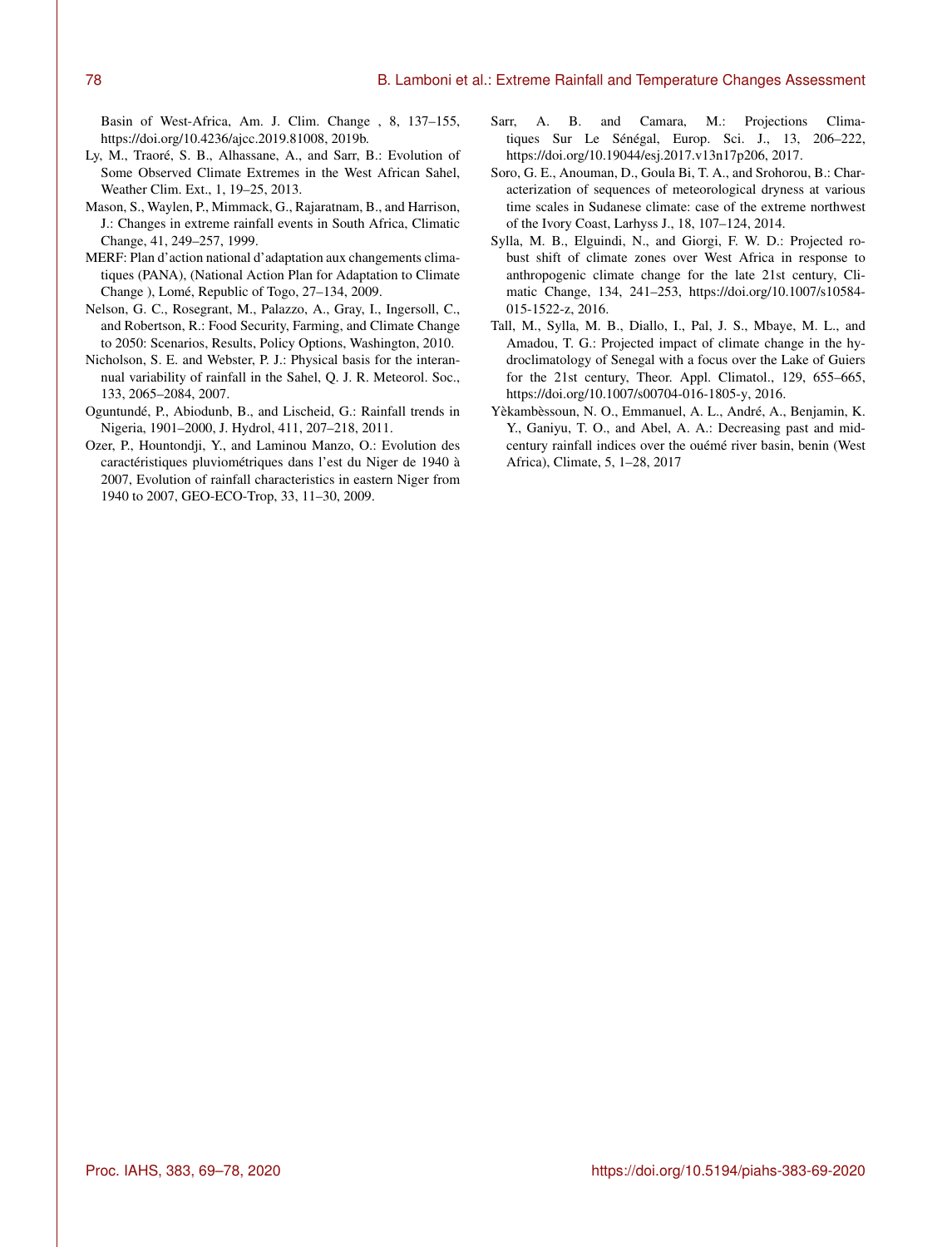Basin of West-Africa, Am. J. Clim. Change , 8, 137–155, https://doi.org/10.4236/ajcc.2019.81008, 2019b.

Ly, M., Traoré, S. B., Alhassane, A., and Sarr, B.: Evolution of Some Observed Climate Extremes in the West African Sahel, Weather Clim. Ext., 1, 19–25, 2013.

Mason, S., Waylen, P., Mimmack, G., Rajaratnam, B., and Harrison, J.: Changes in extreme rainfall events in South Africa, Climatic Change, 41, 249–257, 1999.

MERF: Plan d'action national d'adaptation aux changements climatiques (PANA), (National Action Plan for Adaptation to Climate Change ), Lomé, Republic of Togo, 27–134, 2009.

Nelson, G. C., Rosegrant, M., Palazzo, A., Gray, I., Ingersoll, C., and Robertson, R.: Food Security, Farming, and Climate Change to 2050: Scenarios, Results, Policy Options, Washington, 2010.

Nicholson, S. E. and Webster, P. J.: Physical basis for the interannual variability of rainfall in the Sahel, Q. J. R. Meteorol. Soc., 133, 2065–2084, 2007.

Oguntundé, P., Abiodunb, B., and Lischeid, G.: Rainfall trends in Nigeria, 1901–2000, J. Hydrol, 411, 207–218, 2011.

Ozer, P., Hountondji, Y., and Laminou Manzo, O.: Evolution des caractéristiques pluviométriques dans l'est du Niger de 1940 à 2007, Evolution of rainfall characteristics in eastern Niger from 1940 to 2007, GEO-ECO-Trop, 33, 11–30, 2009.

Sarr, A. B. and Camara, M.: Projections Climatiques Sur Le Sénégal, Europ. Sci. J., 13, 206–222, https://doi.org/10.19044/esj.2017.v13n17p206, 2017.

Soro, G. E., Anouman, D., Goula Bi, T. A., and Srohorou, B.: Characterization of sequences of meteorological dryness at various time scales in Sudanese climate: case of the extreme northwest of the Ivory Coast, Larhyss J., 18, 107–124, 2014.

Sylla, M. B., Elguindi, N., and Giorgi, F. W. D.: Projected robust shift of climate zones over West Africa in response to anthropogenic climate change for the late 21st century, Climatic Change, 134, 241–253, https://doi.org/10.1007/s10584-015-1522-z, 2016.

Tall, M., Sylla, M. B., Diallo, I., Pal, J. S., Mbaye, M. L., and Amadou, T. G.: Projected impact of climate change in the hydroclimatology of Senegal with a focus over the Lake of Guiers for the 21st century, Theor. Appl. Climatol., 129, 655–665, https://doi.org/10.1007/s00704-016-1805-y, 2016.

Yèkambèssoun, N. O., Emmanuel, A. L., André, A., Benjamin, K. Y., Ganiyu, T. O., and Abel, A. A.: Decreasing past and mid-century rainfall indices over the ouémé river basin, benin (West Africa), Climate, 5, 1–28, 2017